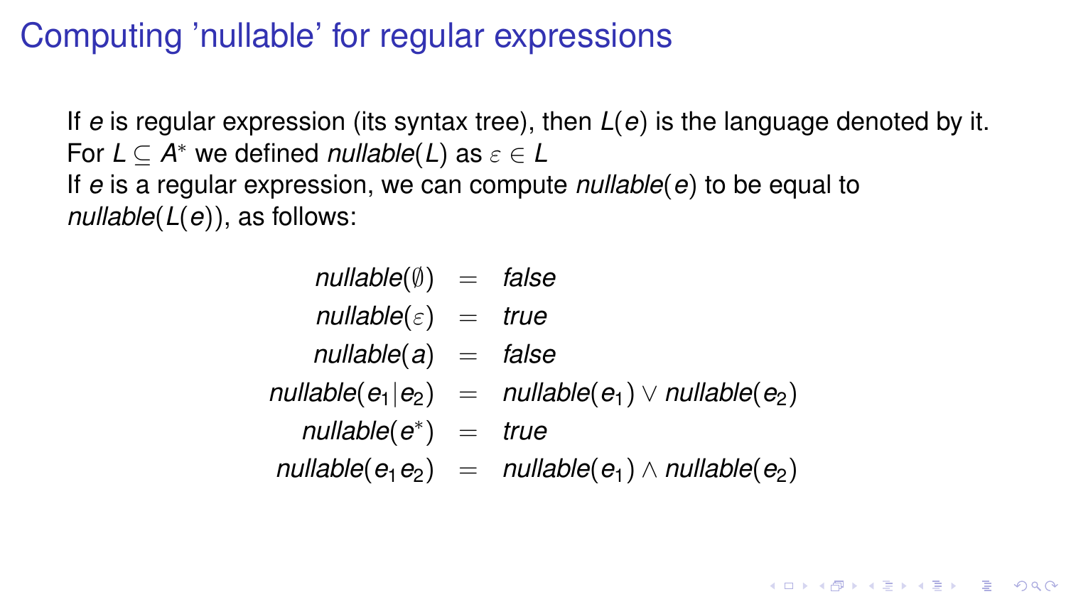# Computing 'nullable' for regular expressions

If $e$ is regular expression (its syntax tree), then $L(e)$ is the language denoted by it.
For $L \subseteq A^*$ we defined $\mathit{nullable}(L)$ as $\varepsilon \in L$
If $e$ is a regular expression, we can compute $\mathit{nullable}(e)$ to be equal to $\mathit{nullable}(L(e))$, as follows:

$$
\begin{aligned}
\mathit{nullable}(\emptyset) &= \mathit{false} \\
\mathit{nullable}(\varepsilon) &= \mathit{true} \\
\mathit{nullable}(a) &= \mathit{false} \\
\mathit{nullable}(e_1|e_2) &= \mathit{nullable}(e_1) \vee \mathit{nullable}(e_2) \\
\mathit{nullable}(e^*) &= \mathit{true} \\
\mathit{nullable}(e_1 e_2) &= \mathit{nullable}(e_1) \wedge \mathit{nullable}(e_2)
\end{aligned}
$$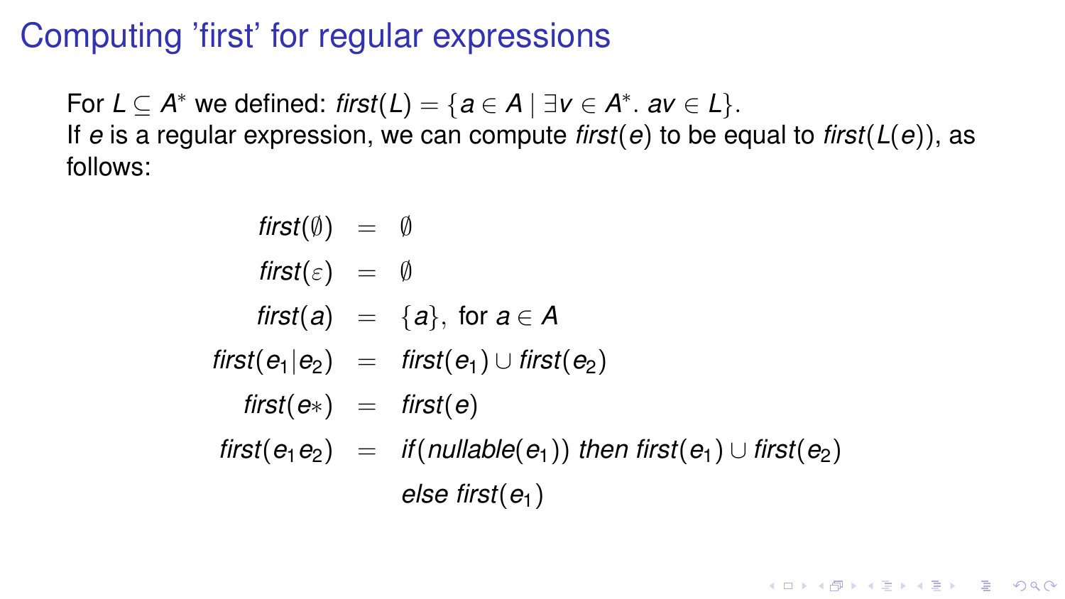# Computing 'first' for regular expressions

For $L \subseteq A^*$ we defined: $first(L) = \{a \in A \mid \exists v \in A^*.\ av \in L\}$.
If $e$ is a regular expression, we can compute $first(e)$ to be equal to $first(L(e))$, as follows:

$$
\begin{aligned}
first(\emptyset) &= \emptyset \\
first(\varepsilon) &= \emptyset \\
first(a) &= \{a\},\ \text{for } a \in A \\
first(e_1|e_2) &= first(e_1) \cup first(e_2) \\
first(e*) &= first(e) \\
first(e_1 e_2) &= if(nullable(e_1))\ then\ first(e_1) \cup first(e_2) \\
&\quad\ else\ first(e_1)
\end{aligned}
$$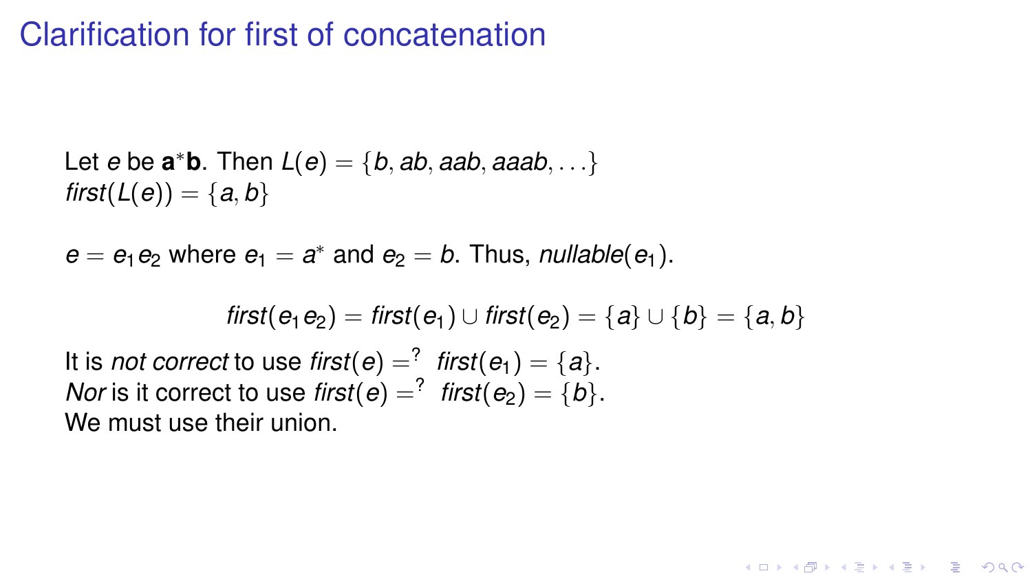# Clarification for first of concatenation

Let $e$ be $\mathbf{a}^*\mathbf{b}$. Then $L(e) = \{b, ab, aab, aaab, \ldots\}$
$\mathit{first}(L(e)) = \{a, b\}$

$e = e_1 e_2$ where $e_1 = a^*$ and $e_2 = b$. Thus, $\mathit{nullable}(e_1)$.

$$\mathit{first}(e_1 e_2) = \mathit{first}(e_1) \cup \mathit{first}(e_2) = \{a\} \cup \{b\} = \{a, b\}$$

It is *not correct* to use $\mathit{first}(e) =^? \ \mathit{first}(e_1) = \{a\}$.
*Nor* is it correct to use $\mathit{first}(e) =^? \ \mathit{first}(e_2) = \{b\}$.
We must use their union.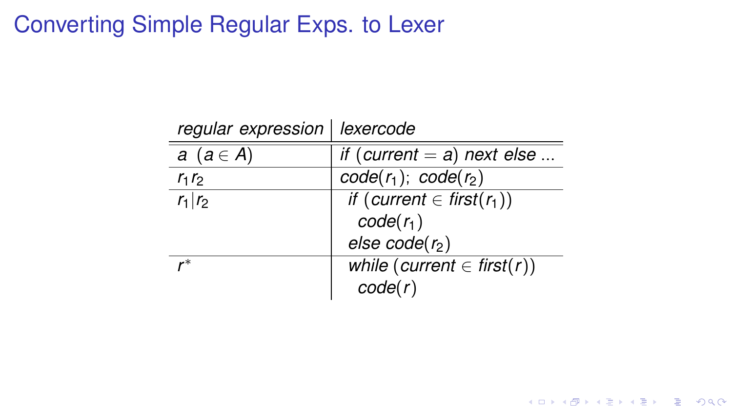# Converting Simple Regular Exps. to Lexer

| *regular expression* | *lexercode* |
|---|---|
| $a \ (a \in A)$ | *if* (*current* $=$ *a*) *next else ...* |
| $r_1 r_2$ | *code*($r_1$); *code*($r_2$) |
| $r_1 \vert r_2$ | *if* (*current* $\in$ *first*($r_1$)) <br> *code*($r_1$) <br> *else code*($r_2$) |
| $r^*$ | *while* (*current* $\in$ *first*($r$)) <br> *code*($r$) |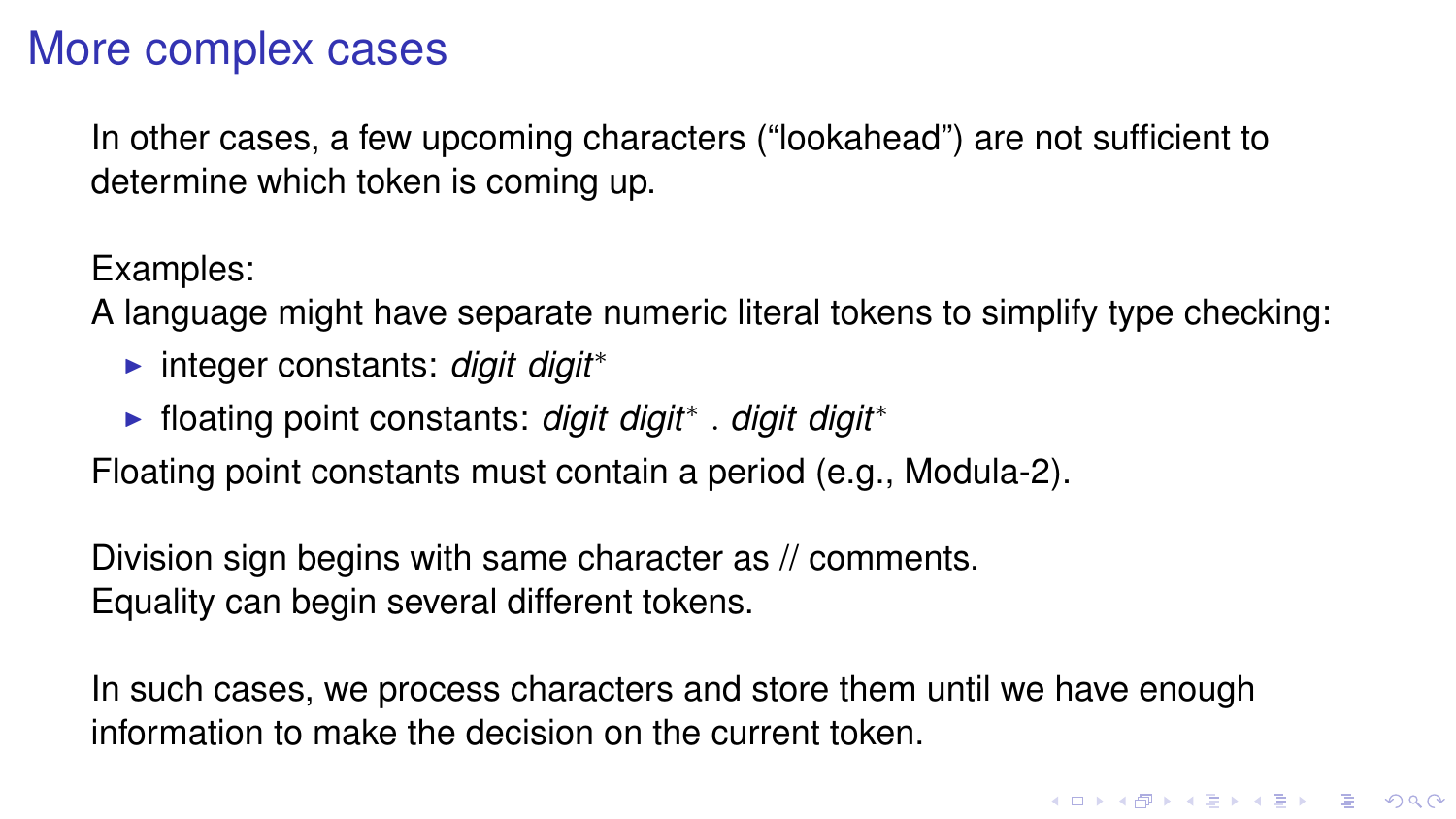# More complex cases

In other cases, a few upcoming characters (“lookahead”) are not sufficient to determine which token is coming up.

Examples:
A language might have separate numeric literal tokens to simplify type checking:

- integer constants: *digit digit*$^*$
- floating point constants: *digit digit*$^*$ . *digit digit*$^*$

Floating point constants must contain a period (e.g., Modula-2).

Division sign begins with same character as // comments.
Equality can begin several different tokens.

In such cases, we process characters and store them until we have enough information to make the decision on the current token.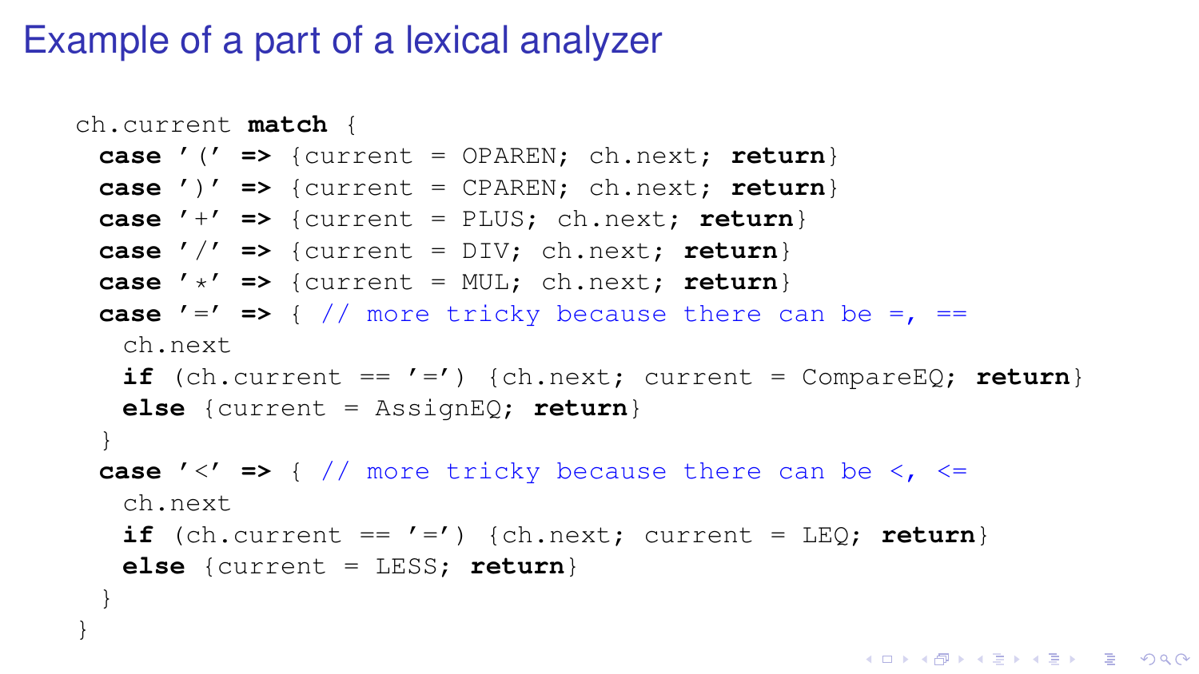# Example of a part of a lexical analyzer

```
ch.current match {
  case '(' => {current = OPAREN; ch.next; return}
  case ')' => {current = CPAREN; ch.next; return}
  case '+' => {current = PLUS; ch.next; return}
  case '/' => {current = DIV; ch.next; return}
  case '*' => {current = MUL; ch.next; return}
  case '=' => { // more tricky because there can be =, ==
    ch.next
    if (ch.current == '=') {ch.next; current = CompareEQ; return}
    else {current = AssignEQ; return}
  }
  case '<' => { // more tricky because there can be <, <=
    ch.next
    if (ch.current == '=') {ch.next; current = LEQ; return}
    else {current = LESS; return}
  }
}
```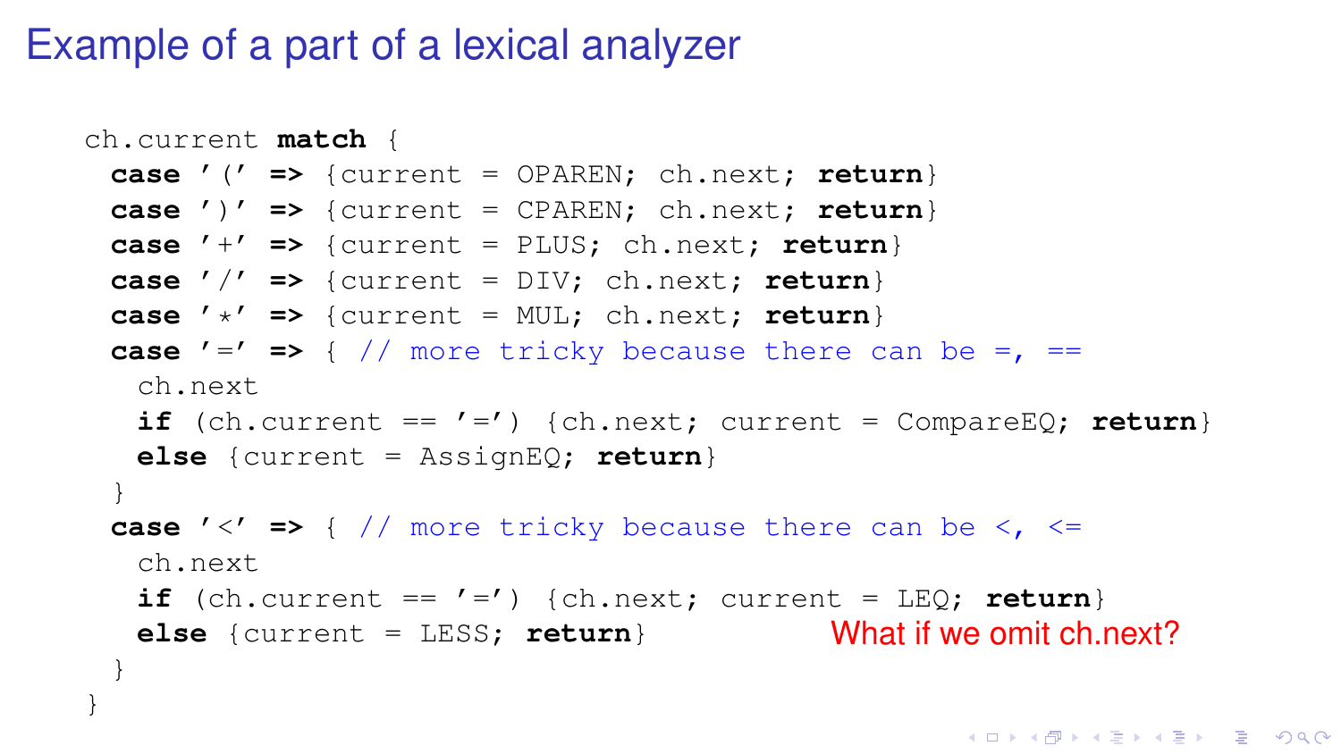# Example of a part of a lexical analyzer

```
ch.current match {
  case '(' => {current = OPAREN; ch.next; return}
  case ')' => {current = CPAREN; ch.next; return}
  case '+' => {current = PLUS; ch.next; return}
  case '/' => {current = DIV; ch.next; return}
  case '*' => {current = MUL; ch.next; return}
  case '=' => { // more tricky because there can be =, ==
    ch.next
    if (ch.current == '=') {ch.next; current = CompareEQ; return}
    else {current = AssignEQ; return}
  }
  case '<' => { // more tricky because there can be <, <=
    ch.next
    if (ch.current == '=') {ch.next; current = LEQ; return}
    else {current = LESS; return}
  }
}
```

What if we omit ch.next?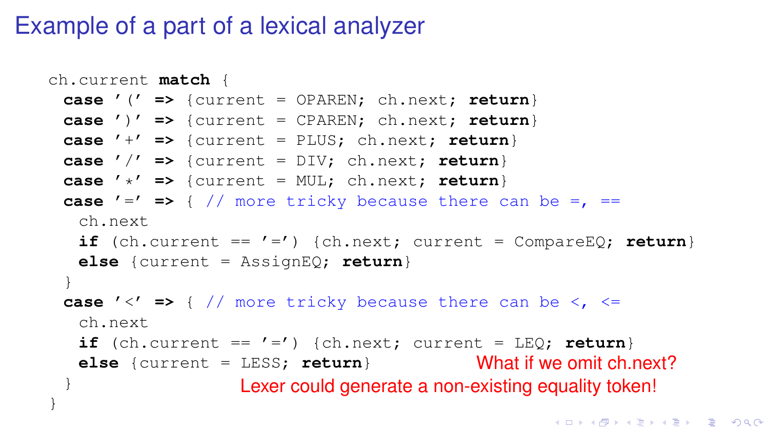# Example of a part of a lexical analyzer

```
ch.current match {
  case '(' => {current = OPAREN; ch.next; return}
  case ')' => {current = CPAREN; ch.next; return}
  case '+' => {current = PLUS; ch.next; return}
  case '/' => {current = DIV; ch.next; return}
  case '*' => {current = MUL; ch.next; return}
  case '=' => { // more tricky because there can be =, ==
    ch.next
    if (ch.current == '=') {ch.next; current = CompareEQ; return}
    else {current = AssignEQ; return}
  }
  case '<' => { // more tricky because there can be <, <=
    ch.next
    if (ch.current == '=') {ch.next; current = LEQ; return}
    else {current = LESS; return}
  }
}
```

What if we omit ch.next?

Lexer could generate a non-existing equality token!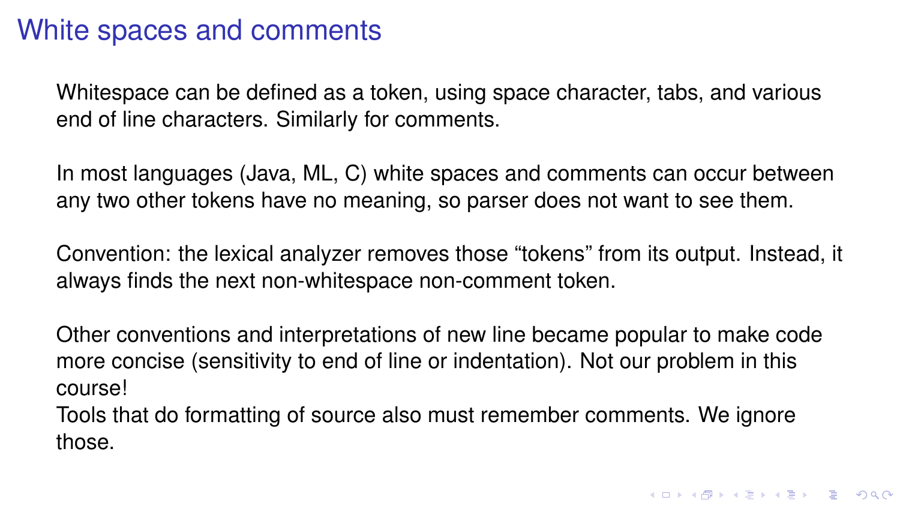# White spaces and comments

Whitespace can be defined as a token, using space character, tabs, and various end of line characters. Similarly for comments.

In most languages (Java, ML, C) white spaces and comments can occur between any two other tokens have no meaning, so parser does not want to see them.

Convention: the lexical analyzer removes those “tokens” from its output. Instead, it always finds the next non-whitespace non-comment token.

Other conventions and interpretations of new line became popular to make code more concise (sensitivity to end of line or indentation). Not our problem in this course!
Tools that do formatting of source also must remember comments. We ignore those.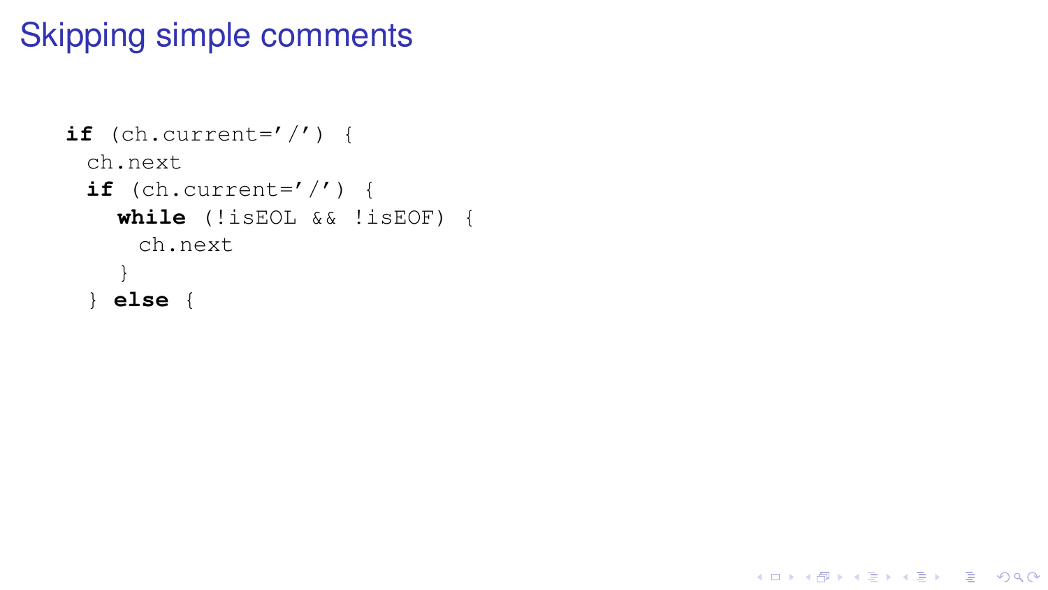# Skipping simple comments

```
if (ch.current='/') {
  ch.next
  if (ch.current='/') {
    while (!isEOL && !isEOF) {
      ch.next
    }
  } else {
```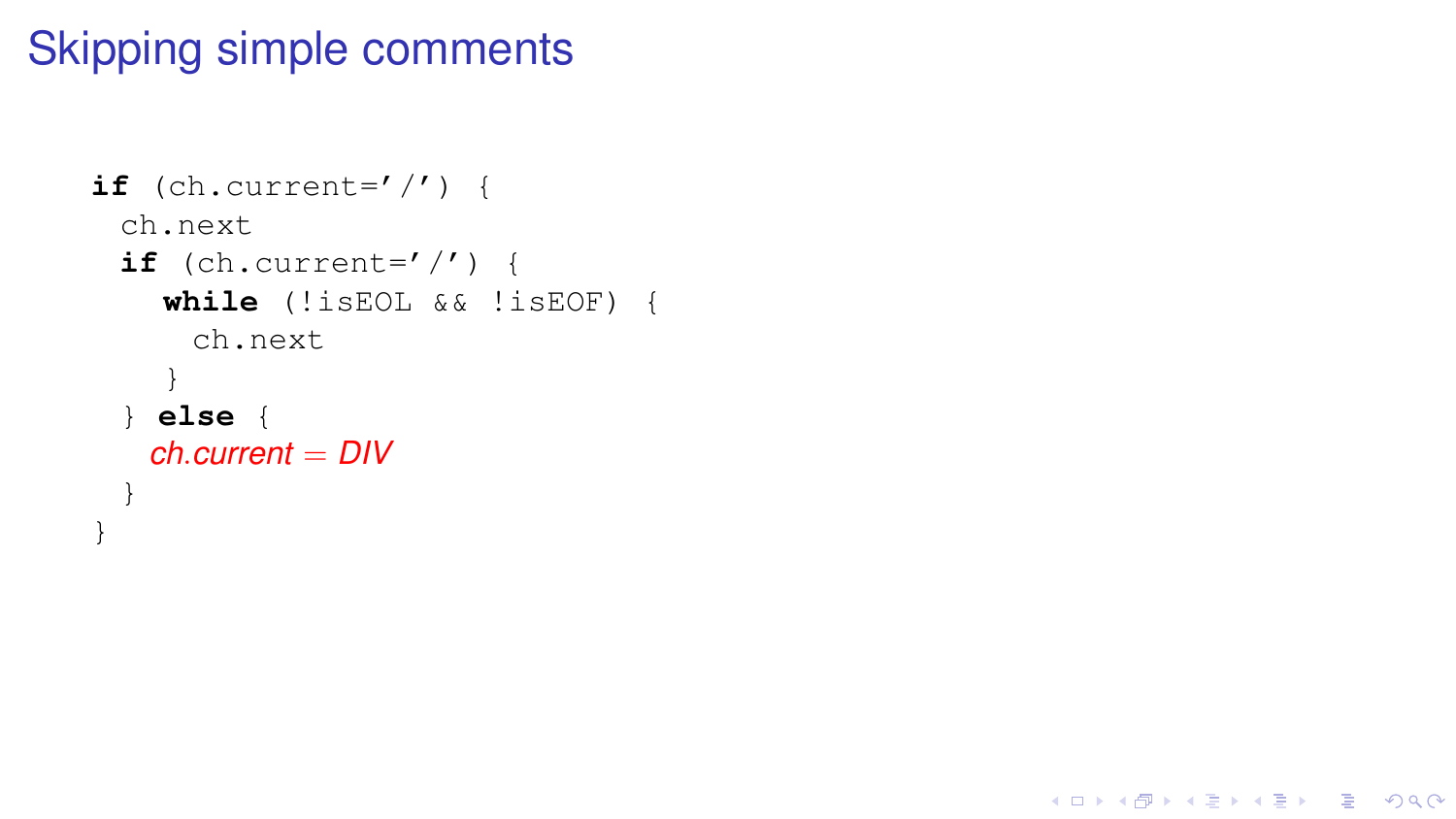# Skipping simple comments

```
if (ch.current='/') {
  ch.next
  if (ch.current='/') {
    while (!isEOL && !isEOF) {
      ch.next
    }
  } else {
    ch.current = DIV
  }
}
```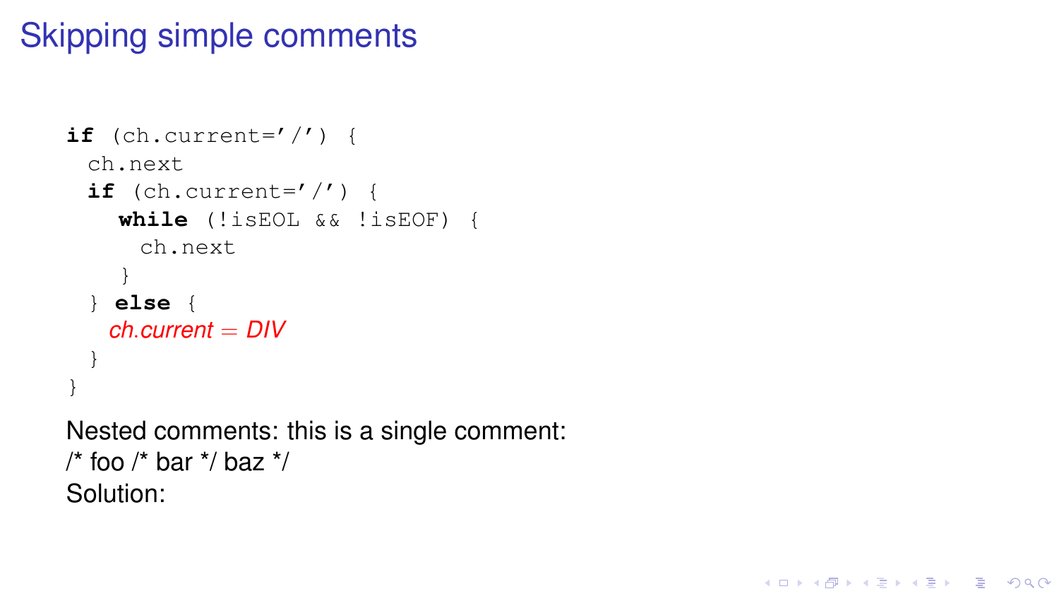# Skipping simple comments

```
if (ch.current='/') {
  ch.next
  if (ch.current='/') {
    while (!isEOL && !isEOF) {
      ch.next
    }
  } else {
    ch.current = DIV
  }
}
```

Nested comments: this is a single comment:
/* foo /* bar */ baz */
Solution: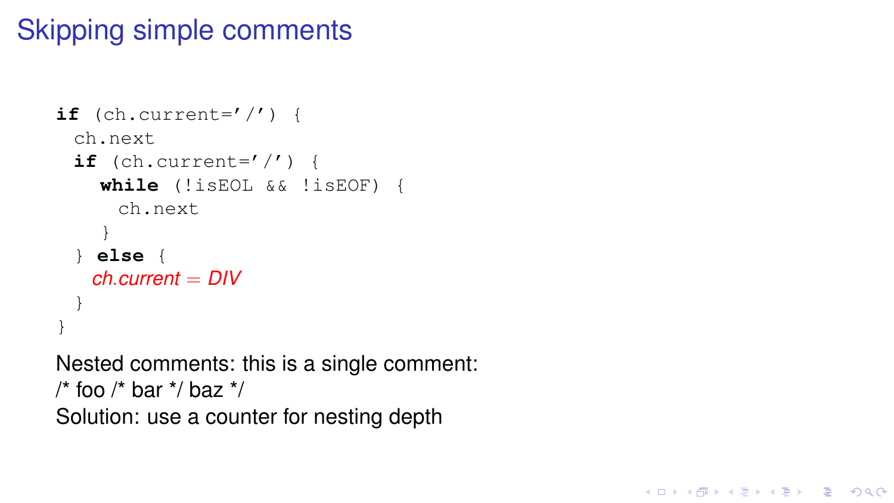# Skipping simple comments

```
if (ch.current='/') {
  ch.next
  if (ch.current='/') {
    while (!isEOL && !isEOF) {
      ch.next
    }
  } else {
    ch.current = DIV
  }
}
```

Nested comments: this is a single comment:
/* foo /* bar */ baz */
Solution: use a counter for nesting depth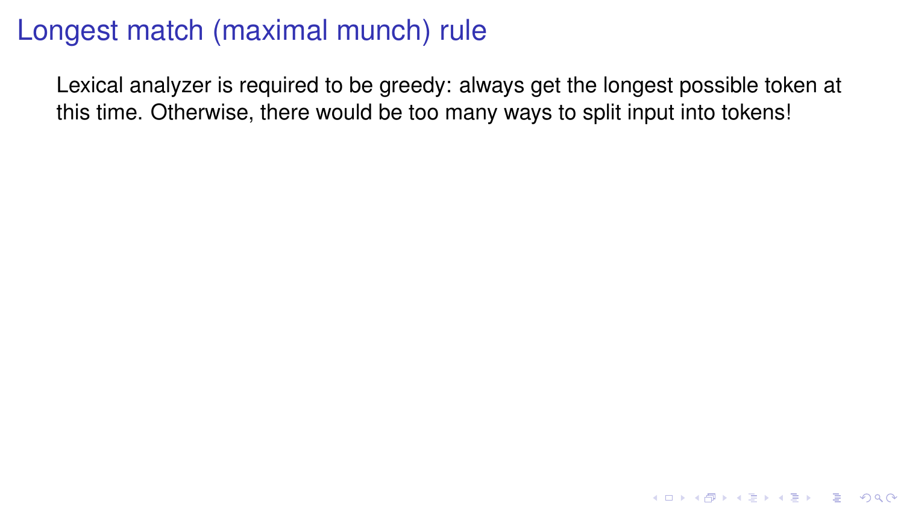# Longest match (maximal munch) rule

Lexical analyzer is required to be greedy: always get the longest possible token at this time. Otherwise, there would be too many ways to split input into tokens!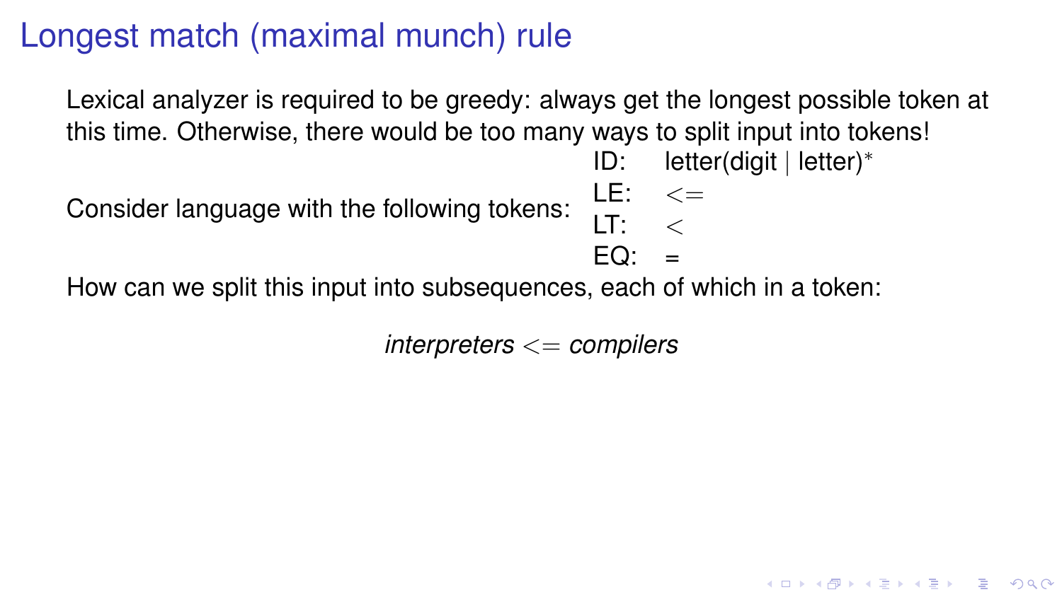# Longest match (maximal munch) rule

Lexical analyzer is required to be greedy: always get the longest possible token at this time. Otherwise, there would be too many ways to split input into tokens!

Consider language with the following tokens:

| | |
|---|---|
| ID: | letter(digit \| letter)$^*$ |
| LE: | $<=$ |
| LT: | $<$ |
| EQ: | = |

How can we split this input into subsequences, each of which in a token:

*interpreters* $<=$ *compilers*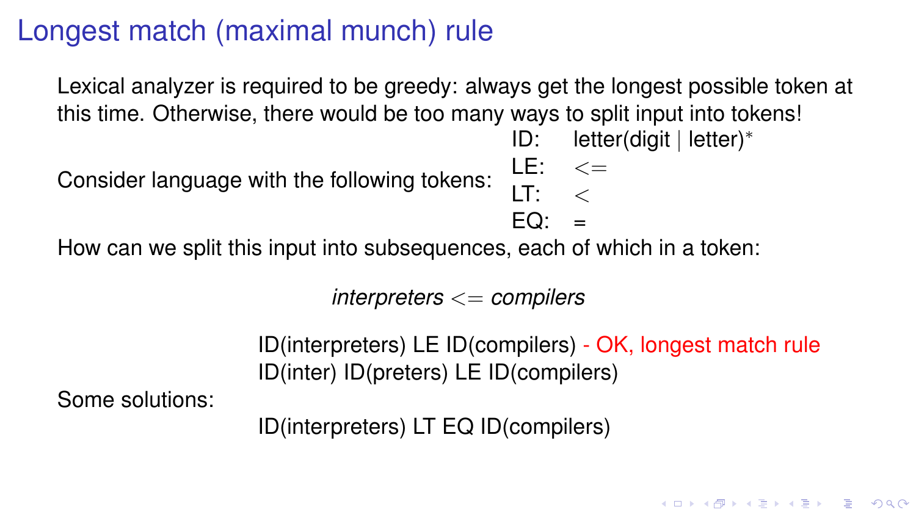# Longest match (maximal munch) rule

Lexical analyzer is required to be greedy: always get the longest possible token at this time. Otherwise, there would be too many ways to split input into tokens!

Consider language with the following tokens:

| | |
|---|---|
| ID: | letter(digit $\mid$ letter)$^*$ |
| LE: | $<=$ |
| LT: | $<$ |
| EQ: | = |

How can we split this input into subsequences, each of which in a token:

*interpreters* $<=$ *compilers*

Some solutions:

- ID(interpreters) LE ID(compilers) - OK, longest match rule
- ID(inter) ID(preters) LE ID(compilers)
- ID(interpreters) LT EQ ID(compilers)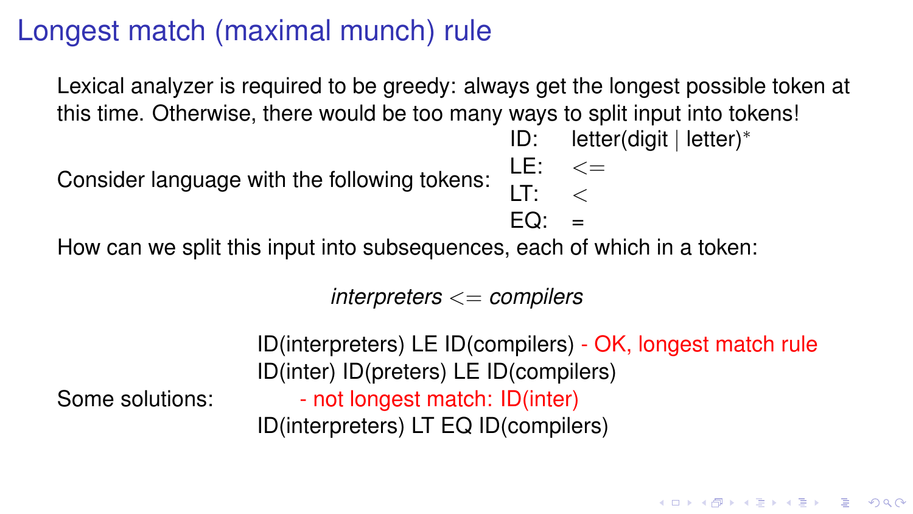# Longest match (maximal munch) rule

Lexical analyzer is required to be greedy: always get the longest possible token at this time. Otherwise, there would be too many ways to split input into tokens!

Consider language with the following tokens:

| | |
|---|---|
| ID: | letter(digit \| letter)$^*$ |
| LE: | $<=$ |
| LT: | $<$ |
| EQ: | = |

How can we split this input into subsequences, each of which in a token:

*interpreters* $<=$ *compilers*

Some solutions:

- ID(interpreters) LE ID(compilers) - OK, longest match rule
- ID(inter) ID(preters) LE ID(compilers)
  - not longest match: ID(inter)
- ID(interpreters) LT EQ ID(compilers)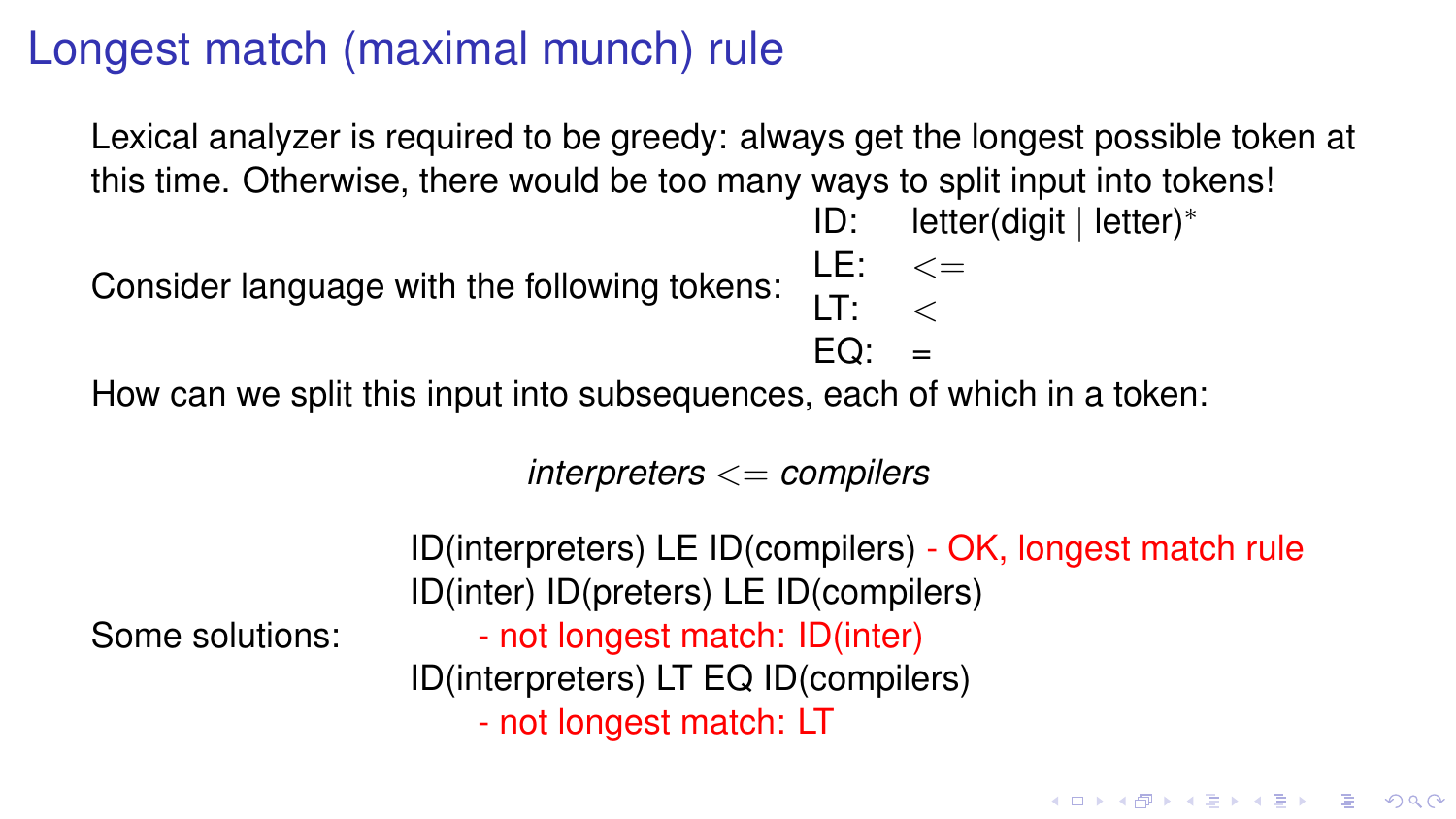# Longest match (maximal munch) rule

Lexical analyzer is required to be greedy: always get the longest possible token at this time. Otherwise, there would be too many ways to split input into tokens!

Consider language with the following tokens:

| | |
|---|---|
| ID: | letter(digit \| letter)$^*$ |
| LE: | $<=$ |
| LT: | $<$ |
| EQ: | = |

How can we split this input into subsequences, each of which in a token:

*interpreters* $<=$ *compilers*

Some solutions:

- ID(interpreters) LE ID(compilers) - OK, longest match rule
- ID(inter) ID(preters) LE ID(compilers)
  - not longest match: ID(inter)
- ID(interpreters) LT EQ ID(compilers)
  - not longest match: LT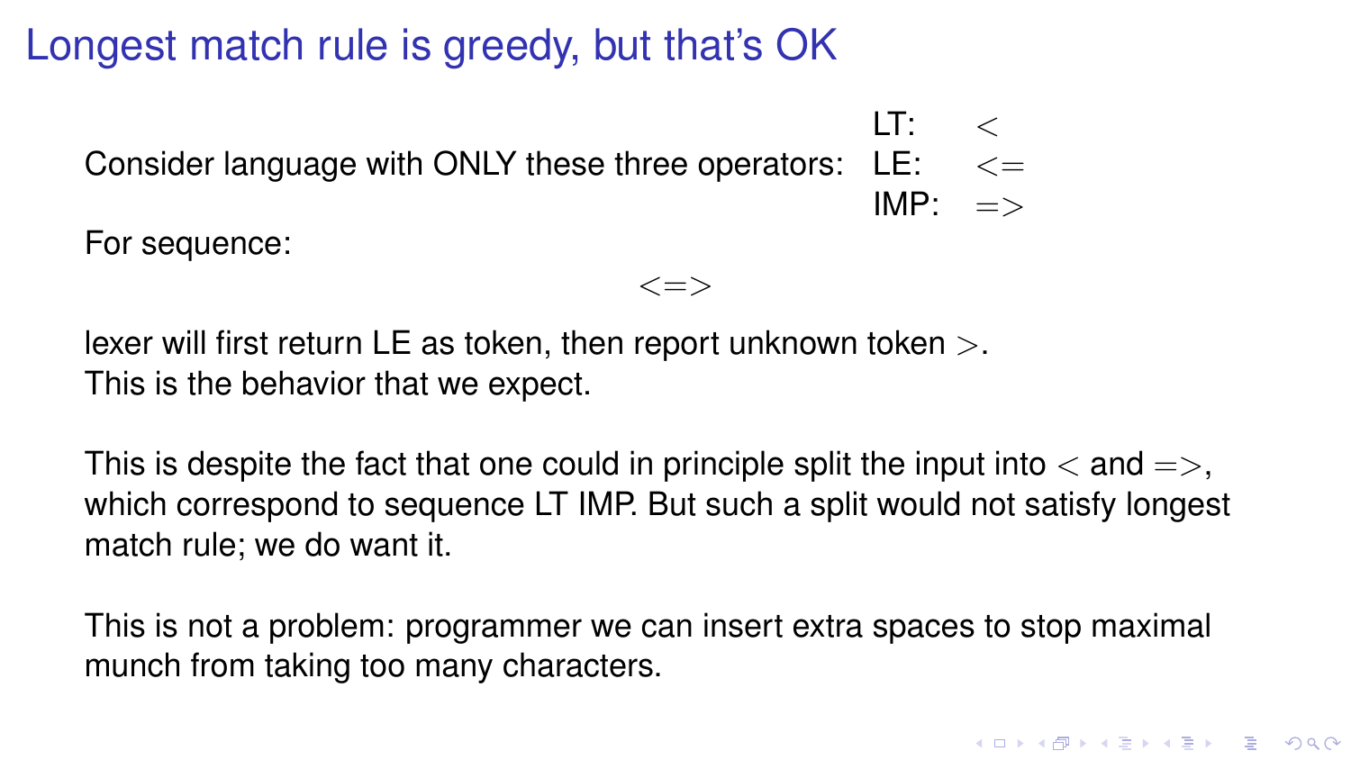# Longest match rule is greedy, but that's OK

Consider language with ONLY these three operators:

| | |
|---|---|
| LT: | $<$ |
| LE: | $<=$ |
| IMP: | $=>$ |

For sequence:

$$<=>$$

lexer will first return LE as token, then report unknown token $>$.
This is the behavior that we expect.

This is despite the fact that one could in principle split the input into $<$ and $=>$, which correspond to sequence LT IMP. But such a split would not satisfy longest match rule; we do want it.

This is not a problem: programmer we can insert extra spaces to stop maximal munch from taking too many characters.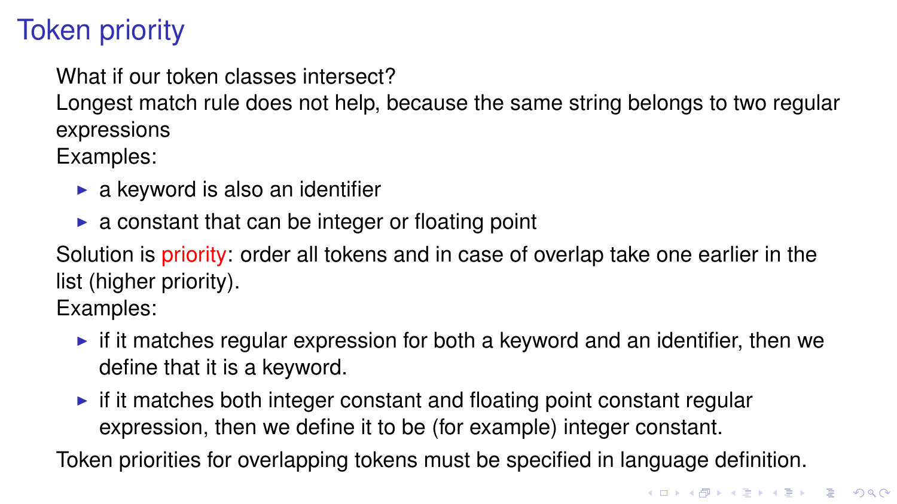# Token priority

What if our token classes intersect?
Longest match rule does not help, because the same string belongs to two regular expressions
Examples:

- a keyword is also an identifier
- a constant that can be integer or floating point

Solution is priority: order all tokens and in case of overlap take one earlier in the list (higher priority).
Examples:

- if it matches regular expression for both a keyword and an identifier, then we define that it is a keyword.
- if it matches both integer constant and floating point constant regular expression, then we define it to be (for example) integer constant.

Token priorities for overlapping tokens must be specified in language definition.